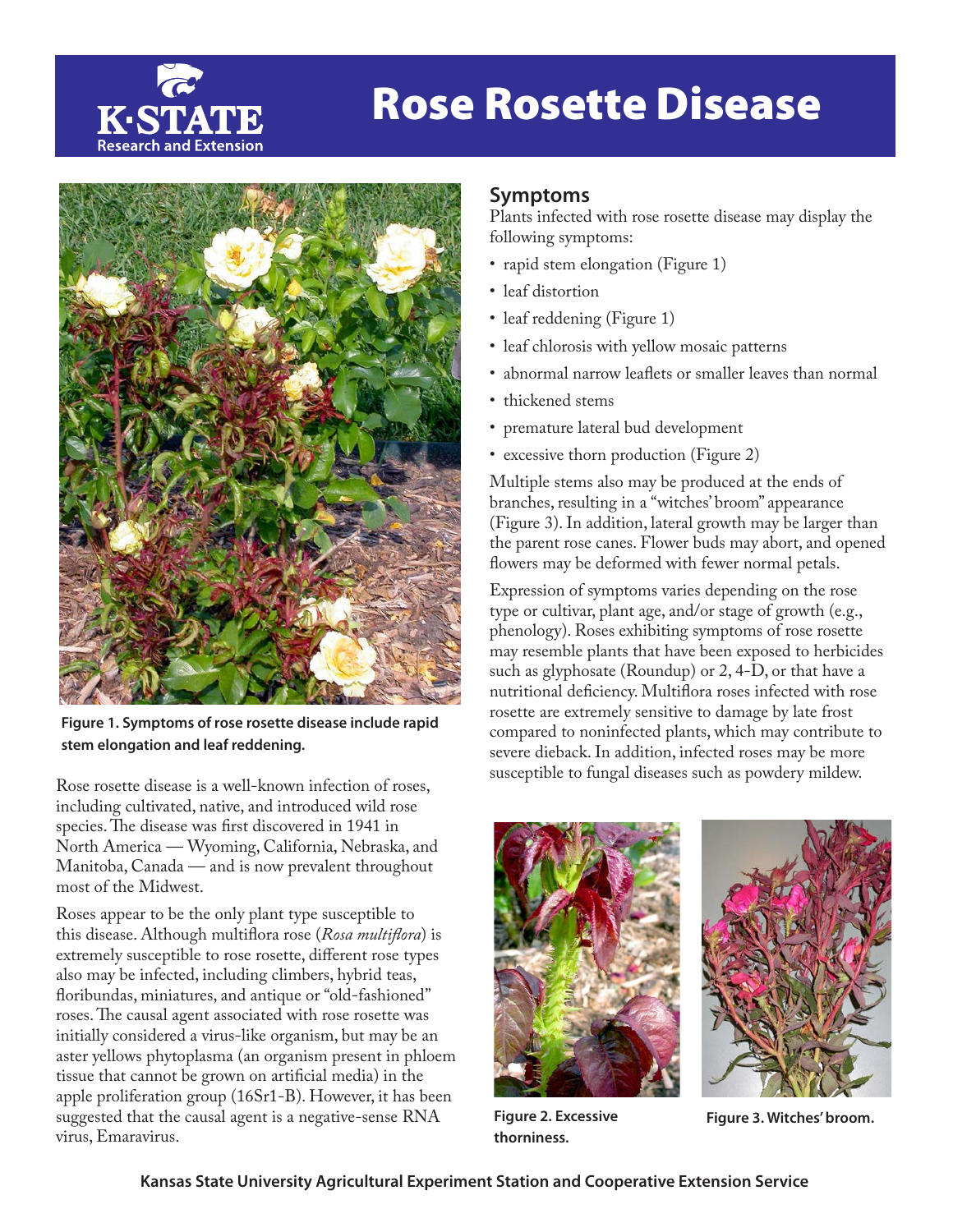# Rose Rosette Disease

Figure 1. Symptoms of rose rosette disease include rapid stem elongation and leaf reddening.

Rose rosette disease is a well-known infection of roses, including cultivated, native, and introduced wild rose species. The disease was first discovered in 1941 in North America — Wyoming, California, Nebraska, and Manitoba, Canada — and is now prevalent throughout most of the Midwest.

Roses appear to be the only plant type susceptible to this disease. Although multiflora rose (*Rosa multiflora*) is extremely susceptible to rose rosette, different rose types also may be infected, including climbers, hybrid teas, floribundas, miniatures, and antique or "old-fashioned" roses. The causal agent associated with rose rosette was initially considered a virus-like organism, but may be an aster yellows phytoplasma (an organism present in phloem tissue that cannot be grown on artificial media) in the apple proliferation group (16Sr1-B). However, it has been suggested that the causal agent is a negative-sense RNA virus, Emaravirus.

## Symptoms

Plants infected with rose rosette disease may display the following symptoms:

- rapid stem elongation (Figure 1)
- leaf distortion
- leaf reddening (Figure 1)
- leaf chlorosis with yellow mosaic patterns
- abnormal narrow leaflets or smaller leaves than normal
- thickened stems
- premature lateral bud development
- excessive thorn production (Figure 2)

Multiple stems also may be produced at the ends of branches, resulting in a "witches' broom" appearance (Figure 3). In addition, lateral growth may be larger than the parent rose canes. Flower buds may abort, and opened flowers may be deformed with fewer normal petals.

Expression of symptoms varies depending on the rose type or cultivar, plant age, and/or stage of growth (e.g., phenology). Roses exhibiting symptoms of rose rosette may resemble plants that have been exposed to herbicides such as glyphosate (Roundup) or 2, 4-D, or that have a nutritional deficiency. Multiflora roses infected with rose rosette are extremely sensitive to damage by late frost compared to noninfected plants, which may contribute to severe dieback. In addition, infected roses may be more susceptible to fungal diseases such as powdery mildew.

Figure 2. Excessive thorniness.

Figure 3. Witches' broom.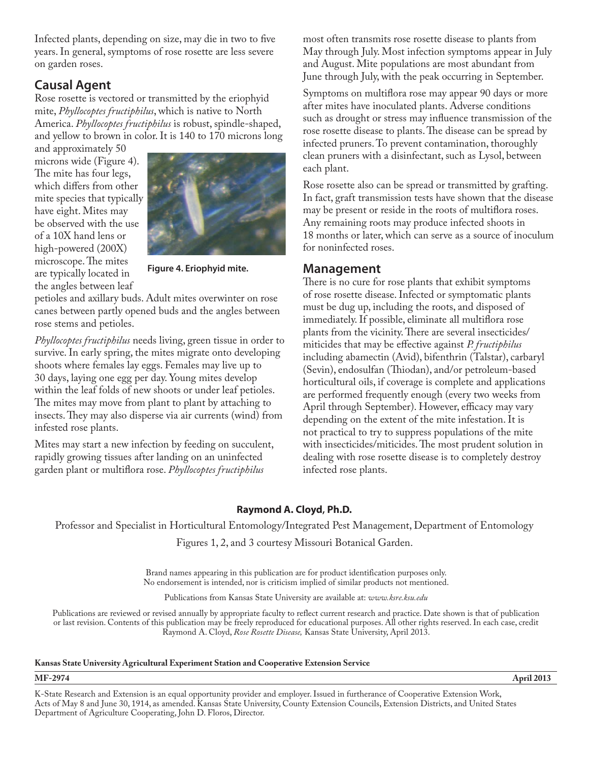Infected plants, depending on size, may die in two to five years. In general, symptoms of rose rosette are less severe on garden roses.

## Causal Agent

Rose rosette is vectored or transmitted by the eriophyid mite, *Phyllocoptes fructiphilus*, which is native to North America. *Phyllocoptes fructiphilus* is robust, spindle-shaped, and yellow to brown in color. It is 140 to 170 microns long and approximately 50 microns wide (Figure 4). The mite has four legs, which differs from other mite species that typically have eight. Mites may be observed with the use of a 10X hand lens or high-powered (200X) microscope. The mites are typically located in the angles between leaf petioles and axillary buds. Adult mites overwinter on rose canes between partly opened buds and the angles between rose stems and petioles.

**Figure 4. Eriophyid mite.**

*Phyllocoptes fructiphilus* needs living, green tissue in order to survive. In early spring, the mites migrate onto developing shoots where females lay eggs. Females may live up to 30 days, laying one egg per day. Young mites develop within the leaf folds of new shoots or under leaf petioles. The mites may move from plant to plant by attaching to insects. They may also disperse via air currents (wind) from infested rose plants.

Mites may start a new infection by feeding on succulent, rapidly growing tissues after landing on an uninfected garden plant or multiflora rose. *Phyllocoptes fructiphilus* most often transmits rose rosette disease to plants from May through July. Most infection symptoms appear in July and August. Mite populations are most abundant from June through July, with the peak occurring in September.

Symptoms on multiflora rose may appear 90 days or more after mites have inoculated plants. Adverse conditions such as drought or stress may influence transmission of the rose rosette disease to plants. The disease can be spread by infected pruners. To prevent contamination, thoroughly clean pruners with a disinfectant, such as Lysol, between each plant.

Rose rosette also can be spread or transmitted by grafting. In fact, graft transmission tests have shown that the disease may be present or reside in the roots of multiflora roses. Any remaining roots may produce infected shoots in 18 months or later, which can serve as a source of inoculum for noninfected roses.

## Management

There is no cure for rose plants that exhibit symptoms of rose rosette disease. Infected or symptomatic plants must be dug up, including the roots, and disposed of immediately. If possible, eliminate all multiflora rose plants from the vicinity. There are several insecticides/miticides that may be effective against *P. fructiphilus* including abamectin (Avid), bifenthrin (Talstar), carbaryl (Sevin), endosulfan (Thiodan), and/or petroleum-based horticultural oils, if coverage is complete and applications are performed frequently enough (every two weeks from April through September). However, efficacy may vary depending on the extent of the mite infestation. It is not practical to try to suppress populations of the mite with insecticides/miticides. The most prudent solution in dealing with rose rosette disease is to completely destroy infected rose plants.

**Raymond A. Cloyd, Ph.D.**

Professor and Specialist in Horticultural Entomology/Integrated Pest Management, Department of Entomology

Figures 1, 2, and 3 courtesy Missouri Botanical Garden.

Brand names appearing in this publication are for product identification purposes only. No endorsement is intended, nor is criticism implied of similar products not mentioned.

Publications from Kansas State University are available at: *www.ksre.ksu.edu*

Publications are reviewed or revised annually by appropriate faculty to reflect current research and practice. Date shown is that of publication or last revision. Contents of this publication may be freely reproduced for educational purposes. All other rights reserved. In each case, credit Raymond A. Cloyd, *Rose Rosette Disease,* Kansas State University, April 2013.

**Kansas State University Agricultural Experiment Station and Cooperative Extension Service**

**MF-2974** **April 2013**

K-State Research and Extension is an equal opportunity provider and employer. Issued in furtherance of Cooperative Extension Work, Acts of May 8 and June 30, 1914, as amended. Kansas State University, County Extension Councils, Extension Districts, and United States Department of Agriculture Cooperating, John D. Floros, Director.